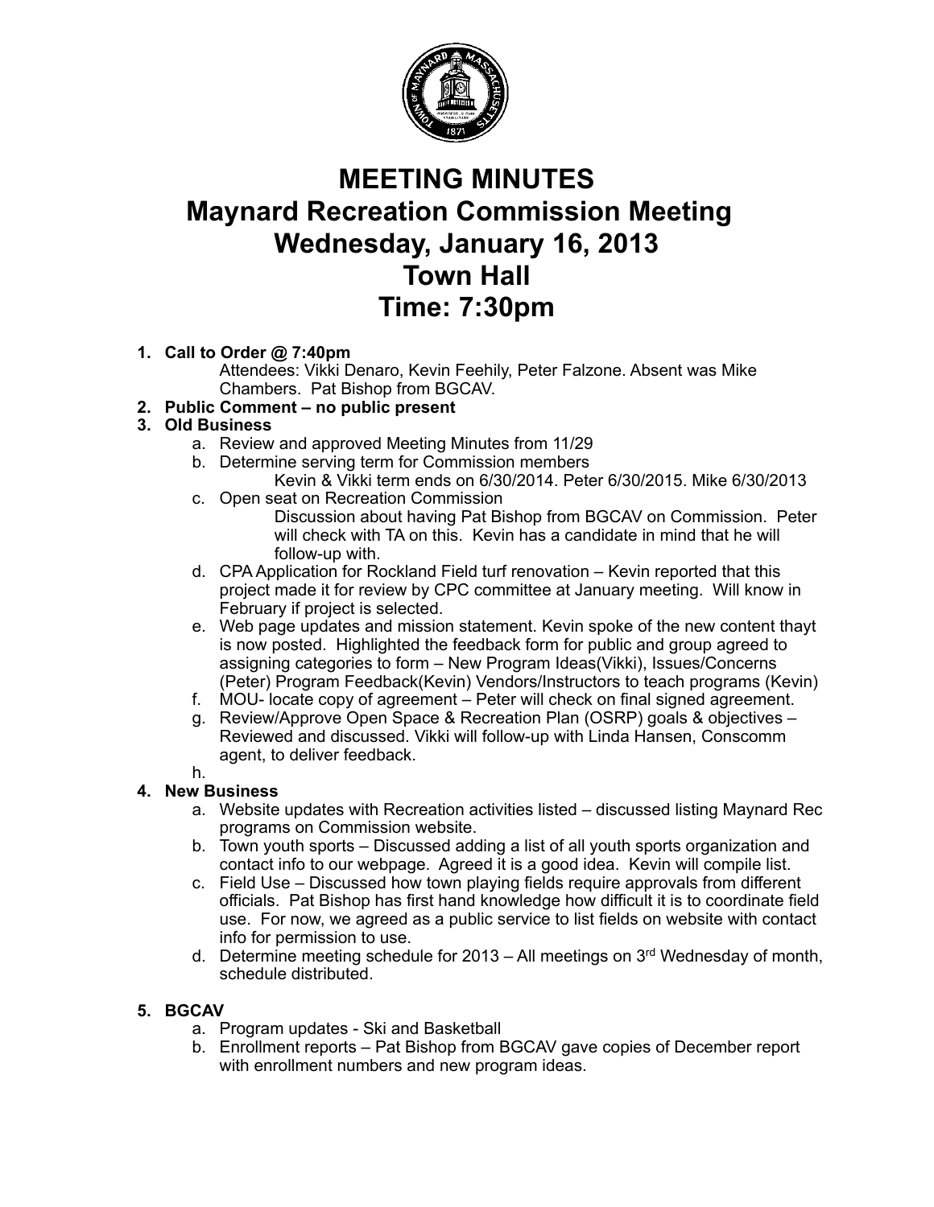# MEETING MINUTES
# Maynard Recreation Commission Meeting
# Wednesday, January 16, 2013
# Town Hall
# Time: 7:30pm

1. **Call to Order @ 7:40pm**
   Attendees: Vikki Denaro, Kevin Feehily, Peter Falzone. Absent was Mike Chambers. Pat Bishop from BGCAV.
2. **Public Comment – no public present**
3. **Old Business**
   a. Review and approved Meeting Minutes from 11/29
   b. Determine serving term for Commission members
      Kevin & Vikki term ends on 6/30/2014. Peter 6/30/2015. Mike 6/30/2013
   c. Open seat on Recreation Commission
      Discussion about having Pat Bishop from BGCAV on Commission. Peter will check with TA on this. Kevin has a candidate in mind that he will follow-up with.
   d. CPA Application for Rockland Field turf renovation – Kevin reported that this project made it for review by CPC committee at January meeting. Will know in February if project is selected.
   e. Web page updates and mission statement. Kevin spoke of the new content thayt is now posted. Highlighted the feedback form for public and group agreed to assigning categories to form – New Program Ideas(Vikki), Issues/Concerns (Peter) Program Feedback(Kevin) Vendors/Instructors to teach programs (Kevin)
   f. MOU- locate copy of agreement – Peter will check on final signed agreement.
   g. Review/Approve Open Space & Recreation Plan (OSRP) goals & objectives – Reviewed and discussed. Vikki will follow-up with Linda Hansen, Conscomm agent, to deliver feedback.
   h.
4. **New Business**
   a. Website updates with Recreation activities listed – discussed listing Maynard Rec programs on Commission website.
   b. Town youth sports – Discussed adding a list of all youth sports organization and contact info to our webpage. Agreed it is a good idea. Kevin will compile list.
   c. Field Use – Discussed how town playing fields require approvals from different officials. Pat Bishop has first hand knowledge how difficult it is to coordinate field use. For now, we agreed as a public service to list fields on website with contact info for permission to use.
   d. Determine meeting schedule for 2013 – All meetings on 3rd Wednesday of month, schedule distributed.
5. **BGCAV**
   a. Program updates - Ski and Basketball
   b. Enrollment reports – Pat Bishop from BGCAV gave copies of December report with enrollment numbers and new program ideas.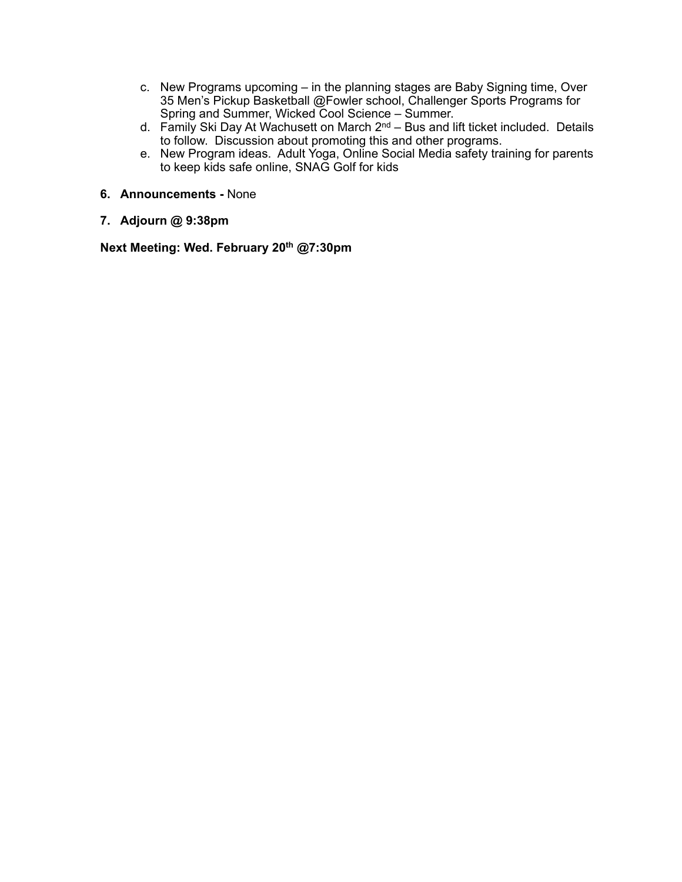c. New Programs upcoming – in the planning stages are Baby Signing time, Over 35 Men's Pickup Basketball @Fowler school, Challenger Sports Programs for Spring and Summer, Wicked Cool Science – Summer.
d. Family Ski Day At Wachusett on March 2nd – Bus and lift ticket included. Details to follow. Discussion about promoting this and other programs.
e. New Program ideas. Adult Yoga, Online Social Media safety training for parents to keep kids safe online, SNAG Golf for kids

6. **Announcements -** None

7. **Adjourn @ 9:38pm**

**Next Meeting: Wed. February 20th @7:30pm**